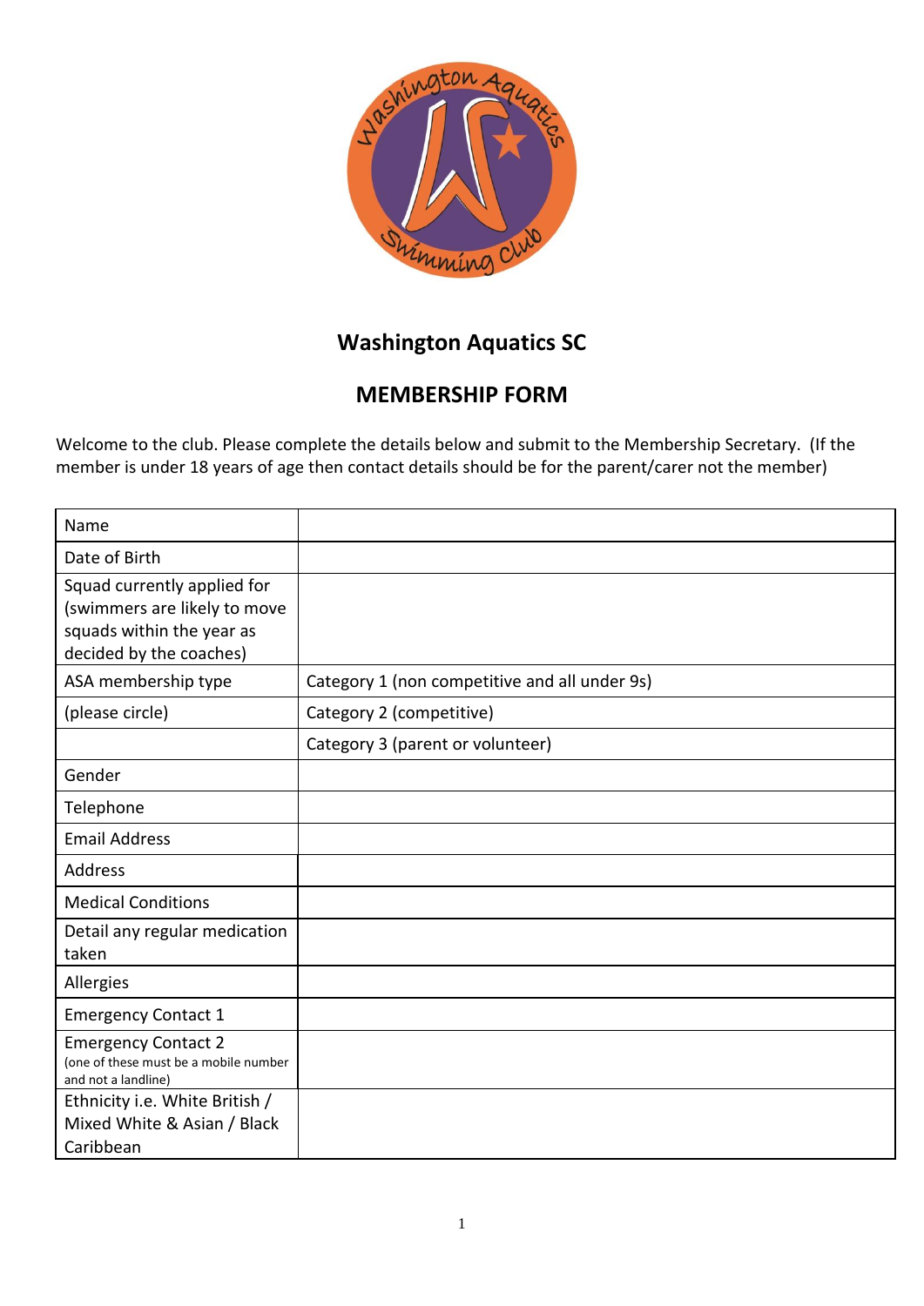# Washington Aquatics SC

## MEMBERSHIP FORM

Welcome to the club. Please complete the details below and submit to the Membership Secretary. (If the member is under 18 years of age then contact details should be for the parent/carer not the member)

| | |
|---|---|
| Name | |
| Date of Birth | |
| Squad currently applied for (swimmers are likely to move squads within the year as decided by the coaches) | |
| ASA membership type | Category 1 (non competitive and all under 9s) |
| (please circle) | Category 2 (competitive) |
| | Category 3 (parent or volunteer) |
| Gender | |
| Telephone | |
| Email Address | |
| Address | |
| Medical Conditions | |
| Detail any regular medication taken | |
| Allergies | |
| Emergency Contact 1 | |
| Emergency Contact 2 (one of these must be a mobile number and not a landline) | |
| Ethnicity i.e. White British / Mixed White & Asian / Black Caribbean | |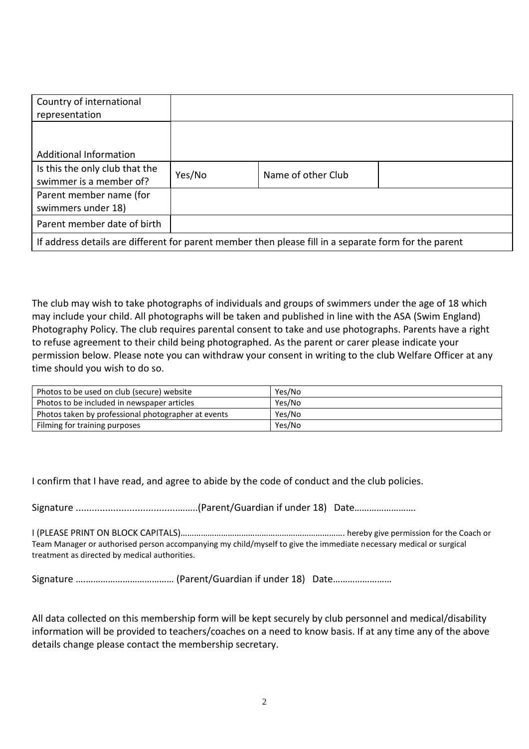| | | | |
|---|---|---|---|
| Country of international representation | | | |
| Additional Information | | | |
| Is this the only club that the swimmer is a member of? | Yes/No | Name of other Club | |
| Parent member name (for swimmers under 18) | | | |
| Parent member date of birth | | | |
| If address details are different for parent member then please fill in a separate form for the parent | | | |

The club may wish to take photographs of individuals and groups of swimmers under the age of 18 which may include your child. All photographs will be taken and published in line with the ASA (Swim England) Photography Policy. The club requires parental consent to take and use photographs. Parents have a right to refuse agreement to their child being photographed. As the parent or carer please indicate your permission below. Please note you can withdraw your consent in writing to the club Welfare Officer at any time should you wish to do so.

| | |
|---|---|
| Photos to be used on club (secure) website | Yes/No |
| Photos to be included in newspaper articles | Yes/No |
| Photos taken by professional photographer at events | Yes/No |
| Filming for training purposes | Yes/No |

I confirm that I have read, and agree to abide by the code of conduct and the club policies.

Signature ..............................................(Parent/Guardian if under 18) Date…………………….

I (PLEASE PRINT ON BLOCK CAPITALS)……………………………………………………………. hereby give permission for the Coach or Team Manager or authorised person accompanying my child/myself to give the immediate necessary medical or surgical treatment as directed by medical authorities.

Signature ………………………………… (Parent/Guardian if under 18) Date……………………

All data collected on this membership form will be kept securely by club personnel and medical/disability information will be provided to teachers/coaches on a need to know basis. If at any time any of the above details change please contact the membership secretary.